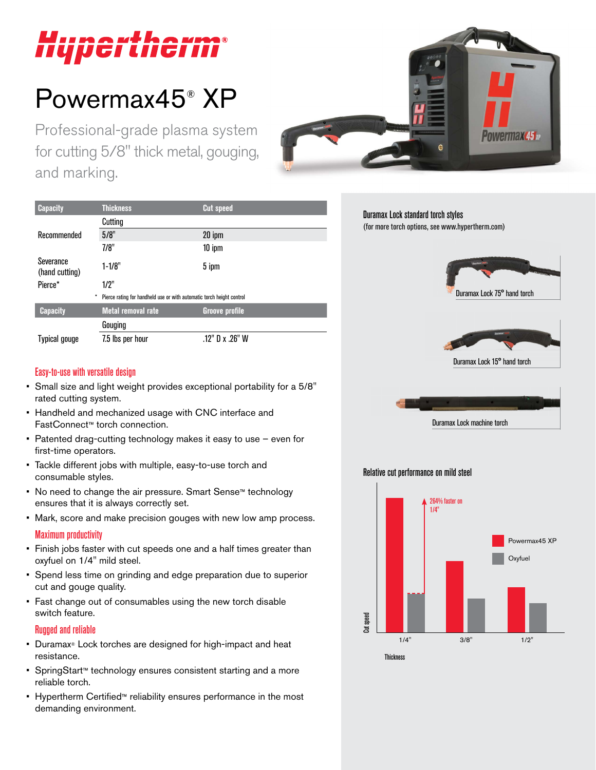# Hypertherm

# Powermax45® XP

Professional-grade plasma system for cutting 5/8" thick metal, gouging, and marking.

| Capacity | Thickness | Cut speed |
|---|---|---|
| | Cutting | |
| Recommended | 5/8" | 20 ipm |
| | 7/8" | 10 ipm |
| Severance (hand cutting) | 1-1/8" | 5 ipm |
| Pierce* | 1/2" | |

\* Pierce rating for handheld use or with automatic torch height control

| Capacity | Metal removal rate | Groove profile |
|---|---|---|
| | Gouging | |
| Typical gouge | 7.5 lbs per hour | .12" D x .26" W |

### Easy-to-use with versatile design

- Small size and light weight provides exceptional portability for a 5/8" rated cutting system.
- Handheld and mechanized usage with CNC interface and FastConnect™ torch connection.
- Patented drag-cutting technology makes it easy to use – even for first-time operators.
- Tackle different jobs with multiple, easy-to-use torch and consumable styles.
- No need to change the air pressure. Smart Sense™ technology ensures that it is always correctly set.
- Mark, score and make precision gouges with new low amp process.

### Maximum productivity

- Finish jobs faster with cut speeds one and a half times greater than oxyfuel on 1/4" mild steel.
- Spend less time on grinding and edge preparation due to superior cut and gouge quality.
- Fast change out of consumables using the new torch disable switch feature.

### Rugged and reliable

- Duramax® Lock torches are designed for high-impact and heat resistance.
- SpringStart™ technology ensures consistent starting and a more reliable torch.
- Hypertherm Certified™ reliability ensures performance in the most demanding environment.

### Duramax Lock standard torch styles

(for more torch options, see www.hypertherm.com)

Duramax Lock 75° hand torch

Duramax Lock 15° hand torch

Duramax Lock machine torch

### Relative cut performance on mild steel

264% faster on 1/4"

Powermax45 XP

Oxyfuel

Cut speed

1/4" 3/8" 1/2"

Thickness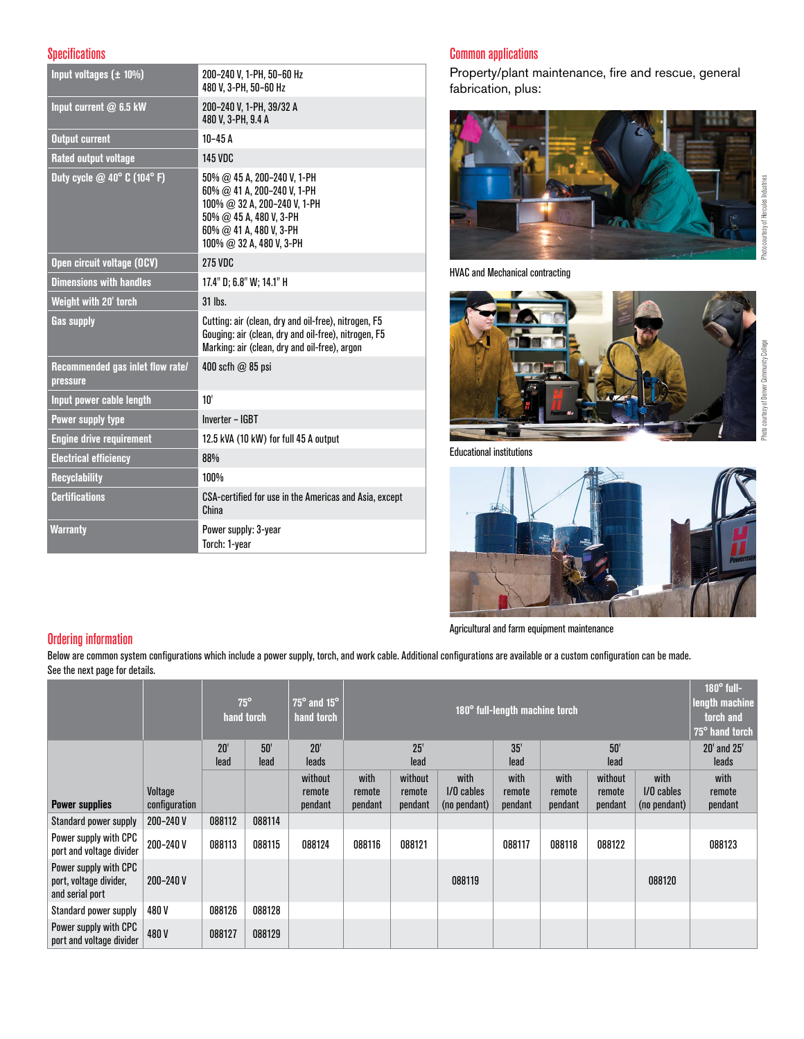## Specifications

| | |
|---|---|
| Input voltages (± 10%) | 200–240 V, 1-PH, 50–60 Hz<br>480 V, 3-PH, 50–60 Hz |
| Input current @ 6.5 kW | 200–240 V, 1-PH, 39/32 A<br>480 V, 3-PH, 9.4 A |
| Output current | 10–45 A |
| Rated output voltage | 145 VDC |
| Duty cycle @ 40° C (104° F) | 50% @ 45 A, 200–240 V, 1-PH<br>60% @ 41 A, 200–240 V, 1-PH<br>100% @ 32 A, 200–240 V, 1-PH<br>50% @ 45 A, 480 V, 3-PH<br>60% @ 41 A, 480 V, 3-PH<br>100% @ 32 A, 480 V, 3-PH |
| Open circuit voltage (OCV) | 275 VDC |
| Dimensions with handles | 17.4" D; 6.8" W; 14.1" H |
| Weight with 20' torch | 31 lbs. |
| Gas supply | Cutting: air (clean, dry and oil-free), nitrogen, F5<br>Gouging: air (clean, dry and oil-free), nitrogen, F5<br>Marking: air (clean, dry and oil-free), argon |
| Recommended gas inlet flow rate/ pressure | 400 scfh @ 85 psi |
| Input power cable length | 10' |
| Power supply type | Inverter – IGBT |
| Engine drive requirement | 12.5 kVA (10 kW) for full 45 A output |
| Electrical efficiency | 88% |
| Recyclability | 100% |
| Certifications | CSA-certified for use in the Americas and Asia, except China |
| Warranty | Power supply: 3-year<br>Torch: 1-year |

## Common applications

Property/plant maintenance, fire and rescue, general fabrication, plus:

HVAC and Mechanical contracting

Educational institutions

Agricultural and farm equipment maintenance

## Ordering information

Below are common system configurations which include a power supply, torch, and work cable. Additional configurations are available or a custom configuration can be made. See the next page for details.

| | | 75° hand torch | | 75° and 15° hand torch | 180° full-length machine torch | | | | | | | 180° full-length machine torch and 75° hand torch |
|---|---|---|---|---|---|---|---|---|---|---|---|---|
| | | 20' lead | 50' lead | 20' leads | 25' lead | | | 35' lead | 50' lead | | | 20' and 25' leads |
| Power supplies | Voltage configuration | | | without remote pendant | with remote pendant | without remote pendant | with I/O cables (no pendant) | with remote pendant | with remote pendant | without remote pendant | with I/O cables (no pendant) | with remote pendant |
| Standard power supply | 200–240 V | 088112 | 088114 | | | | | | | | | |
| Power supply with CPC port and voltage divider | 200–240 V | 088113 | 088115 | 088124 | 088116 | 088121 | | 088117 | 088118 | 088122 | | 088123 |
| Power supply with CPC port, voltage divider, and serial port | 200–240 V | | | | | | 088119 | | | | 088120 | |
| Standard power supply | 480 V | 088126 | 088128 | | | | | | | | | |
| Power supply with CPC port and voltage divider | 480 V | 088127 | 088129 | | | | | | | | | |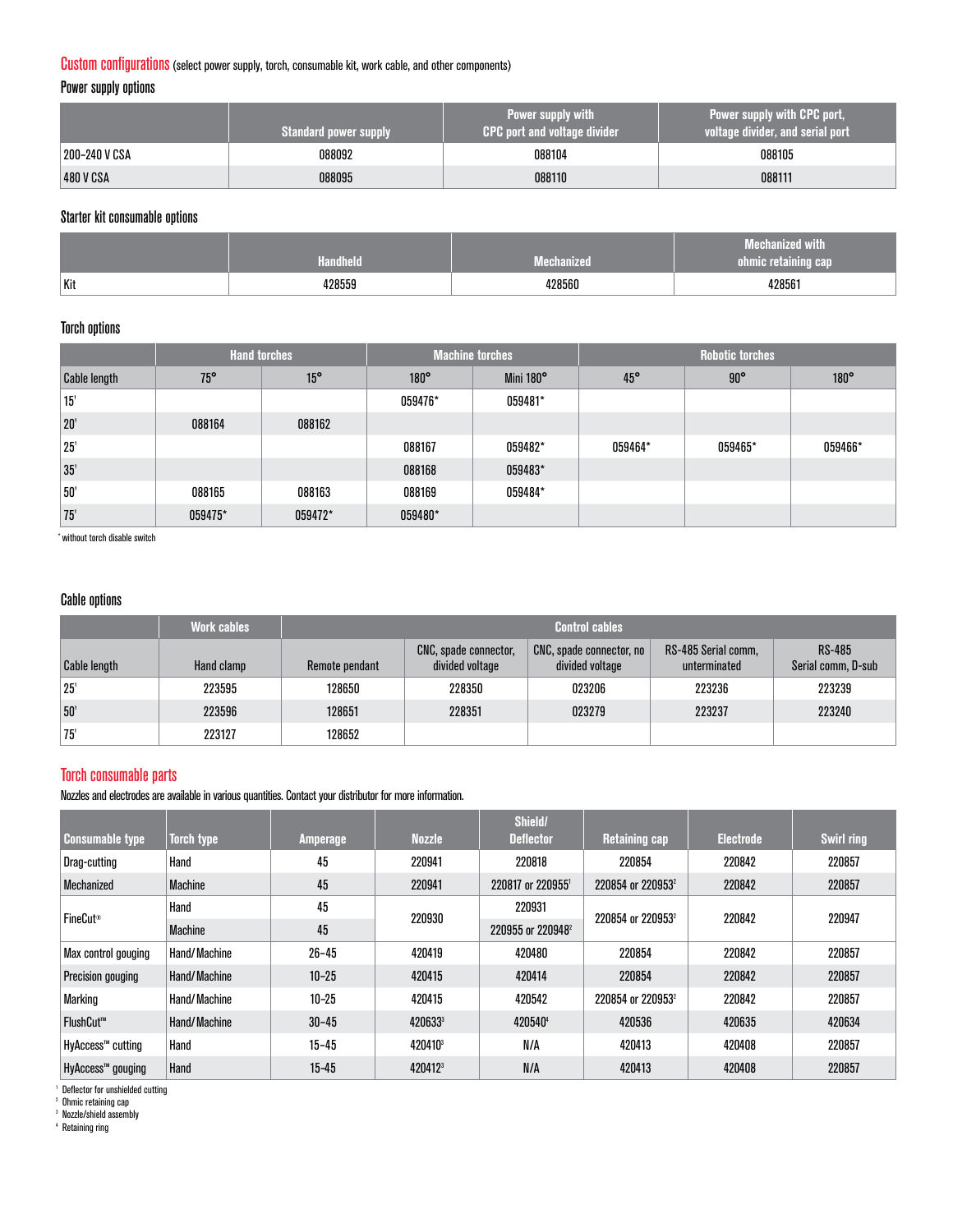## Custom configurations (select power supply, torch, consumable kit, work cable, and other components)

### Power supply options

| | Standard power supply | Power supply with CPC port and voltage divider | Power supply with CPC port, voltage divider, and serial port |
|---|---|---|---|
| 200–240 V CSA | 088092 | 088104 | 088105 |
| 480 V CSA | 088095 | 088110 | 088111 |

### Starter kit consumable options

| | Handheld | Mechanized | Mechanized with ohmic retaining cap |
|---|---|---|---|
| Kit | 428559 | 428560 | 428561 |

### Torch options

| | Hand torches | | Machine torches | | Robotic torches | | |
|---|---|---|---|---|---|---|---|
| Cable length | 75° | 15° | 180° | Mini 180° | 45° | 90° | 180° |
| 15' | | | 059476* | 059481* | | | |
| 20' | 088164 | 088162 | | | | | |
| 25' | | | 088167 | 059482* | 059464* | 059465* | 059466* |
| 35' | | | 088168 | 059483* | | | |
| 50' | 088165 | 088163 | 088169 | 059484* | | | |
| 75' | 059475* | 059472* | 059480* | | | | |

* without torch disable switch

### Cable options

| | Work cables | Control cables | | | | |
|---|---|---|---|---|---|---|
| Cable length | Hand clamp | Remote pendant | CNC, spade connector, divided voltage | CNC, spade connector, no divided voltage | RS-485 Serial comm, unterminated | RS-485 Serial comm, D-sub |
| 25' | 223595 | 128650 | 228350 | 023206 | 223236 | 223239 |
| 50' | 223596 | 128651 | 228351 | 023279 | 223237 | 223240 |
| 75' | 223127 | 128652 | | | | |

## Torch consumable parts

Nozzles and electrodes are available in various quantities. Contact your distributor for more information.

| Consumable type | Torch type | Amperage | Nozzle | Shield/ Deflector | Retaining cap | Electrode | Swirl ring |
|---|---|---|---|---|---|---|---|
| Drag-cutting | Hand | 45 | 220941 | 220818 | 220854 | 220842 | 220857 |
| Mechanized | Machine | 45 | 220941 | 220817 or 220955[1] | 220854 or 220953[2] | 220842 | 220857 |
| FineCut® | Hand | 45 | 220930 | 220931 | 220854 or 220953[2] | 220842 | 220947 |
| | Machine | 45 | | 220955 or 220948[2] | | | |
| Max control gouging | Hand/ Machine | 26–45 | 420419 | 420480 | 220854 | 220842 | 220857 |
| Precision gouging | Hand/ Machine | 10–25 | 420415 | 420414 | 220854 | 220842 | 220857 |
| Marking | Hand/ Machine | 10–25 | 420415 | 420542 | 220854 or 220953[2] | 220842 | 220857 |
| FlushCut™ | Hand/ Machine | 30–45 | 420633[3] | 420540[4] | 420536 | 420635 | 420634 |
| HyAccess™ cutting | Hand | 15–45 | 420410[3] | N/A | 420413 | 420408 | 220857 |
| HyAccess™ gouging | Hand | 15–45 | 420412[3] | N/A | 420413 | 420408 | 220857 |

[1] Deflector for unshielded cutting
[2] Ohmic retaining cap
[3] Nozzle/shield assembly
[4] Retaining ring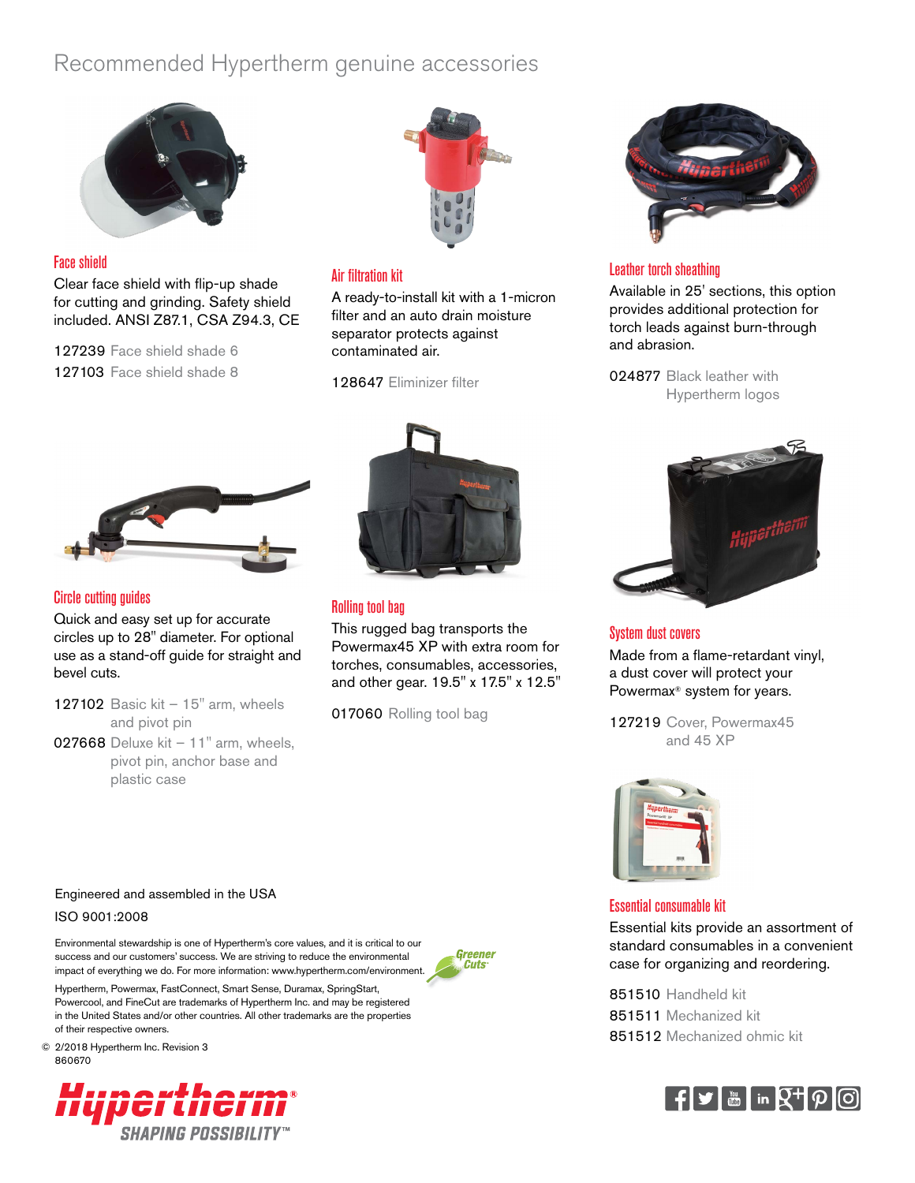# Recommended Hypertherm genuine accessories

### Face shield

Clear face shield with flip-up shade for cutting and grinding. Safety shield included. ANSI Z87.1, CSA Z94.3, CE

127239 Face shield shade 6
127103 Face shield shade 8

### Air filtration kit

A ready-to-install kit with a 1-micron filter and an auto drain moisture separator protects against contaminated air.

128647 Eliminizer filter

### Leather torch sheathing

Available in 25' sections, this option provides additional protection for torch leads against burn-through and abrasion.

024877 Black leather with Hypertherm logos

### Circle cutting guides

Quick and easy set up for accurate circles up to 28" diameter. For optional use as a stand-off guide for straight and bevel cuts.

127102 Basic kit – 15" arm, wheels and pivot pin
027668 Deluxe kit – 11" arm, wheels, pivot pin, anchor base and plastic case

### Rolling tool bag

This rugged bag transports the Powermax45 XP with extra room for torches, consumables, accessories, and other gear. 19.5" x 17.5" x 12.5"

017060 Rolling tool bag

### System dust covers

Made from a flame-retardant vinyl, a dust cover will protect your Powermax® system for years.

127219 Cover, Powermax45 and 45 XP

### Essential consumable kit

Essential kits provide an assortment of standard consumables in a convenient case for organizing and reordering.

851510 Handheld kit
851511 Mechanized kit
851512 Mechanized ohmic kit

Engineered and assembled in the USA

ISO 9001:2008

Environmental stewardship is one of Hypertherm's core values, and it is critical to our success and our customers' success. We are striving to reduce the environmental impact of everything we do. For more information: www.hypertherm.com/environment.

Greener Cuts

Hypertherm, Powermax, FastConnect, Smart Sense, Duramax, SpringStart, Powercool, and FineCut are trademarks of Hypertherm Inc. and may be registered in the United States and/or other countries. All other trademarks are the properties of their respective owners.

© 2/2018 Hypertherm Inc. Revision 3
860670

Hypertherm®
SHAPING POSSIBILITY™